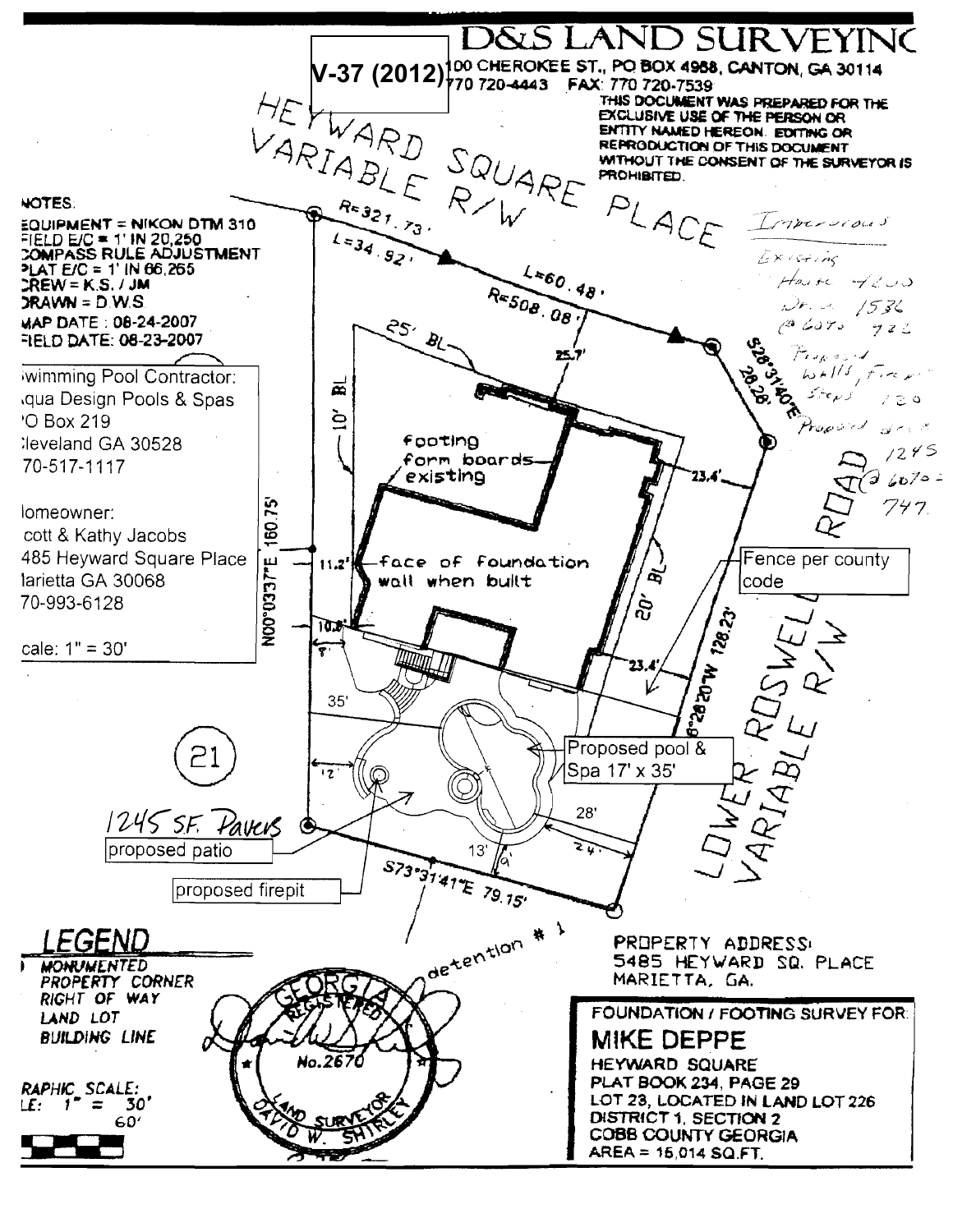V-37 (2012)

# D&S LAND SURVEYINC

100 CHEROKEE ST., PO BOX 4988, CANTON, GA 30114
770 720-4443 FAX: 770 720-7539

THIS DOCUMENT WAS PREPARED FOR THE EXCLUSIVE USE OF THE PERSON OR ENTITY NAMED HEREON. EDITING OR REPRODUCTION OF THIS DOCUMENT WITHOUT THE CONSENT OF THE SURVEYOR IS PROHIBITED.

HEYWARD SQUARE PLACE
VARIABLE R/W

NOTES:
EQUIPMENT = NIKON DTM 310
FIELD E/C = 1' IN 20,250
COMPASS RULE ADJUSTMENT
PLAT E/C = 1' IN 66,265
CREW = K.S. / JM
DRAWN = D.W.S
MAP DATE : 08-24-2007
FIELD DATE: 08-23-2007

Swimming Pool Contractor:
Aqua Design Pools & Spas
PO Box 219
Cleveland GA 30528
770-517-1117

Homeowner:
Scott & Kathy Jacobs
5485 Heyward Square Place
Marietta GA 30068
770-993-6128

Scale: 1" = 30'

Impervious
Existing
House 4200
Drive 1536
@ 60% 722
Proposed Walls, Firepit Steps 120
Proposed deck 1245
@ 60% = 747

R=321.73'
L=34.92'
L=60.48'
R=508.08'
S28°31'40"E 28.28'
25' BL
25.7'
10' BL
footing form boards existing
23.4'
N00°03'37"E 160.75'
11.2'
face of foundation wall when built
20' BL
S16°28'20"W 128.23'
10.8'
7'
23.4'
35'
Fence per county code
LOWER ROSWELL ROAD
VARIABLE R/W
21
12'
Proposed pool & Spa 17' x 35'
28'
24'
13'
6'
1245 S.F. Pavers
proposed patio
proposed firepit
S73°31'41"E 79.15'
detention # 1

## LEGEND
MONUMENTED PROPERTY CORNER
RIGHT OF WAY
LAND LOT
BUILDING LINE

GRAPHIC SCALE:
SCALE: 1" = 30'
60'

GEORGIA REGISTERED No.2670 LAND SURVEYOR DAVID W. SHIRLEY

PROPERTY ADDRESS:
5485 HEYWARD SQ. PLACE
MARIETTA, GA.

FOUNDATION / FOOTING SURVEY FOR:
**MIKE DEPPE**
HEYWARD SQUARE
PLAT BOOK 234, PAGE 29
LOT 23, LOCATED IN LAND LOT 226
DISTRICT 1, SECTION 2
COBB COUNTY GEORGIA
AREA = 15,014 SQ.FT.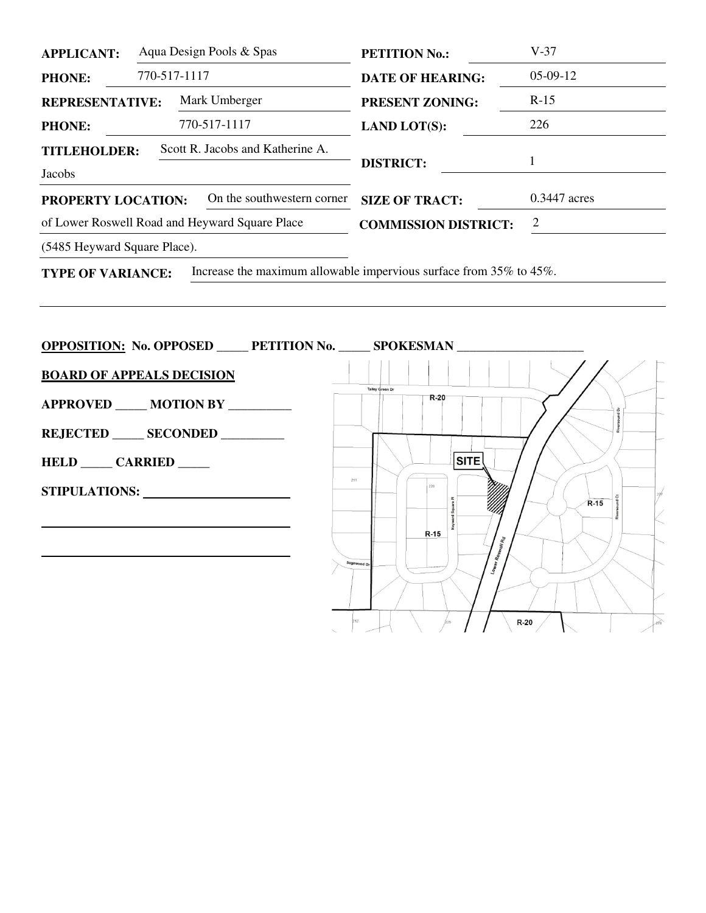| | | | |
|---|---|---|---|
| **APPLICANT:** | Aqua Design Pools & Spas | **PETITION No.:** | V-37 |
| **PHONE:** | 770-517-1117 | **DATE OF HEARING:** | 05-09-12 |
| **REPRESENTATIVE:** | Mark Umberger | **PRESENT ZONING:** | R-15 |
| **PHONE:** | 770-517-1117 | **LAND LOT(S):** | 226 |
| **TITLEHOLDER:** | Scott R. Jacobs and Katherine A. Jacobs | **DISTRICT:** | 1 |
| **PROPERTY LOCATION:** | On the southwestern corner of Lower Roswell Road and Heyward Square Place (5485 Heyward Square Place). | **SIZE OF TRACT:** | 0.3447 acres |
| | | **COMMISSION DISTRICT:** | 2 |

**TYPE OF VARIANCE:** Increase the maximum allowable impervious surface from 35% to 45%.

**OPPOSITION: No. OPPOSED _____ PETITION No. _____ SPOKESMAN ____________________**

**BOARD OF APPEALS DECISION**

**APPROVED _____ MOTION BY __________**

**REJECTED _____ SECONDED __________**

**HELD _____ CARRIED _____**

**STIPULATIONS:** ______________________

______________________________________

______________________________________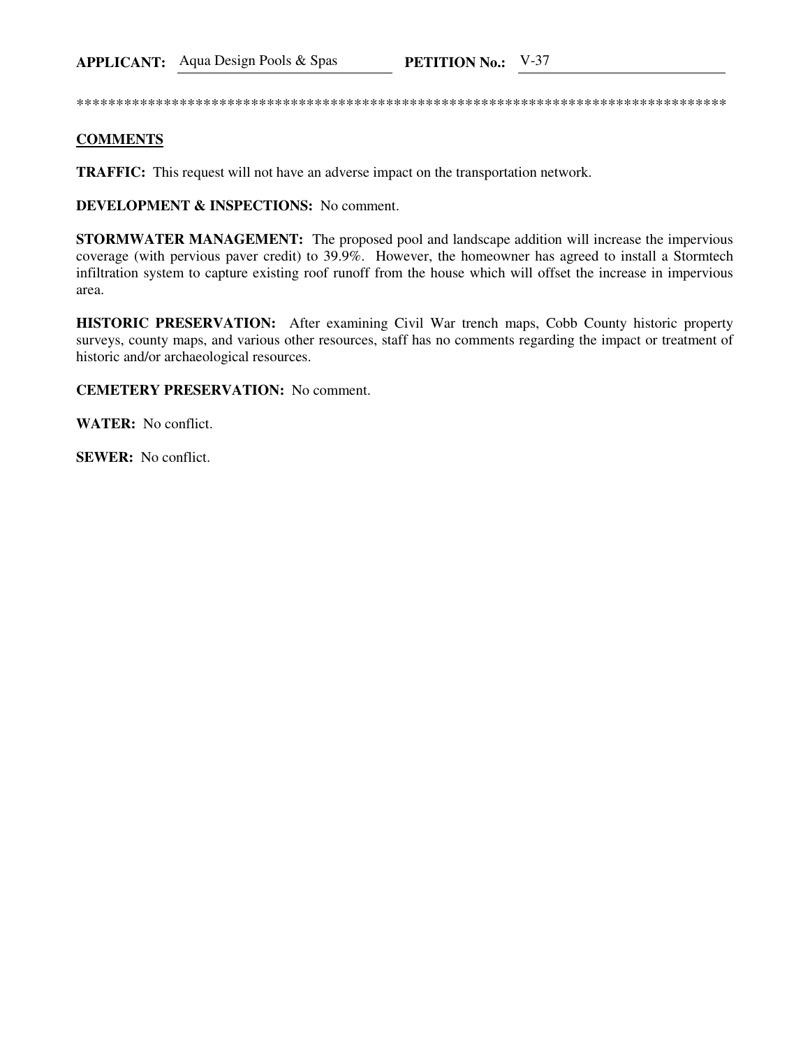**APPLICANT:** Aqua Design Pools & Spas **PETITION No.:** V-37

************************************************************************************

**COMMENTS**

**TRAFFIC:** This request will not have an adverse impact on the transportation network.

**DEVELOPMENT & INSPECTIONS:** No comment.

**STORMWATER MANAGEMENT:** The proposed pool and landscape addition will increase the impervious coverage (with pervious paver credit) to 39.9%. However, the homeowner has agreed to install a Stormtech infiltration system to capture existing roof runoff from the house which will offset the increase in impervious area.

**HISTORIC PRESERVATION:** After examining Civil War trench maps, Cobb County historic property surveys, county maps, and various other resources, staff has no comments regarding the impact or treatment of historic and/or archaeological resources.

**CEMETERY PRESERVATION:** No comment.

**WATER:** No conflict.

**SEWER:** No conflict.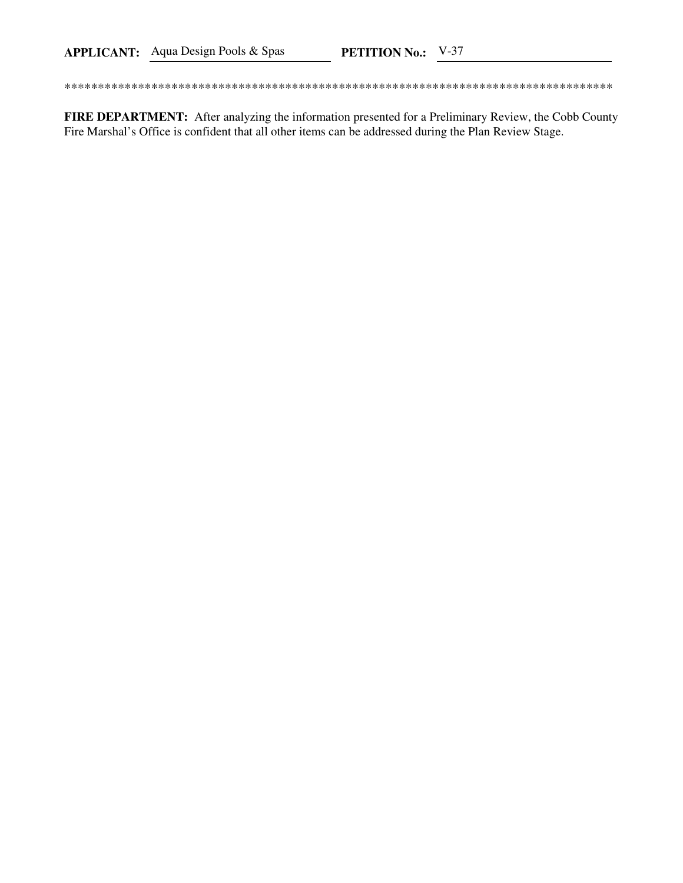**APPLICANT:** Aqua Design Pools & Spas **PETITION No.:** V-37

**************************************************************************************

**FIRE DEPARTMENT:** After analyzing the information presented for a Preliminary Review, the Cobb County Fire Marshal's Office is confident that all other items can be addressed during the Plan Review Stage.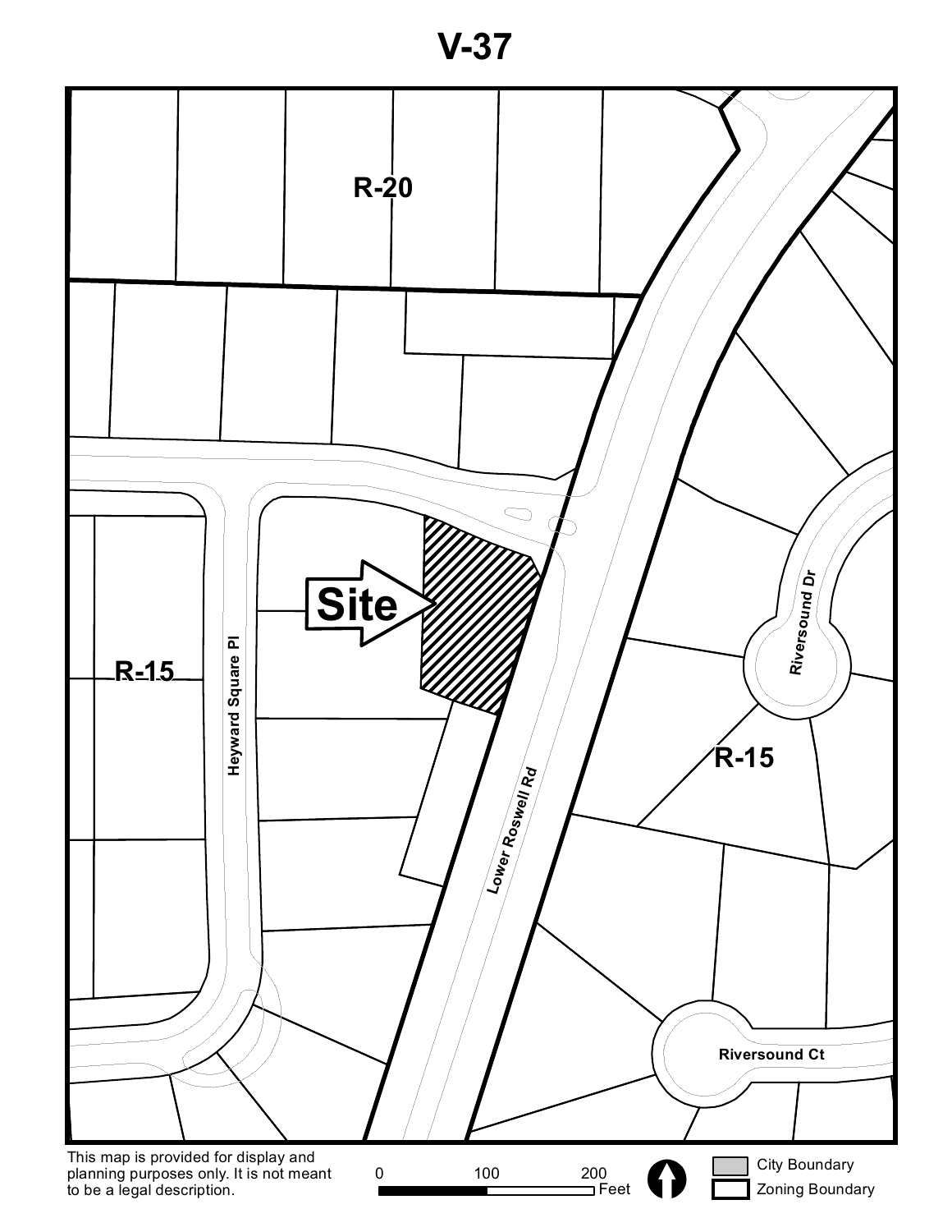# V-37

R-20

Site

R-15

Heyward Square Pl

Lower Roswell Rd

Riversound Dr

R-15

Riversound Ct

This map is provided for display and planning purposes only. It is not meant to be a legal description.

0 100 200 Feet

City Boundary

Zoning Boundary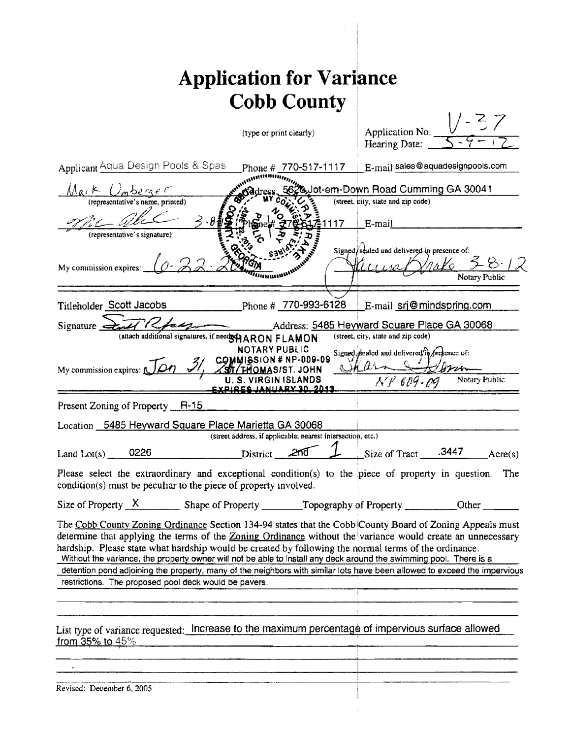# Application for Variance
# Cobb County

(type or print clearly)

Application No. V-37
Hearing Date: 5-9-12

Applicant Aqua Design Pools & Spas Phone # 770-517-1117 E-mail sales@aquadesignpools.com

Mark Umberger
(representative's name, printed)

Address 5620 Jot-em-Down Road Cumming GA 30041
(street, city, state and zip code)

(representative's signature) 3-8

Phone # 770-517-1117 E-mail

Signed, sealed and delivered in presence of:

My commission expires: 6-22-2013

3-8-12
Notary Public

Titleholder Scott Jacobs Phone # 770-993-6128 E-mail srj@mindspring.com

Signature ___________ Address: 5485 Heyward Square Place GA 30068
(attach additional signatures, if needed) (street, city, state and zip code)

SHARON FLAMON
NOTARY PUBLIC
COMMISSION # NP-009-09
ST. THOMAS/ST. JOHN
U. S. VIRGIN ISLANDS
EXPIRES JANUARY 30, 2013

Signed, sealed and delivered in presence of:

My commission expires: Jan 31,

NP 009-09
Notary Public

Present Zoning of Property R-15

Location 5485 Heyward Square Place Marietta GA 30068
(street address, if applicable; nearest intersection, etc.)

Land Lot(s) 0226 District 2nd 1 Size of Tract .3447 Acre(s)

Please select the extraordinary and exceptional condition(s) to the piece of property in question. The condition(s) must be peculiar to the piece of property involved.

Size of Property X Shape of Property ________ Topography of Property ________ Other ________

The Cobb County Zoning Ordinance Section 134-94 states that the Cobb County Board of Zoning Appeals must determine that applying the terms of the Zoning Ordinance without the variance would create an unnecessary hardship. Please state what hardship would be created by following the normal terms of the ordinance.

Without the variance, the property owner will not be able to install any deck around the swimming pool. There is a detention pond adjoining the property, many of the neighbors with similar lots have been allowed to exceed the impervious restrictions. The proposed pool deck would be pavers.

List type of variance requested: Increase to the maximum percentage of impervious surface allowed from 35% to 45%

Revised: December 6, 2005